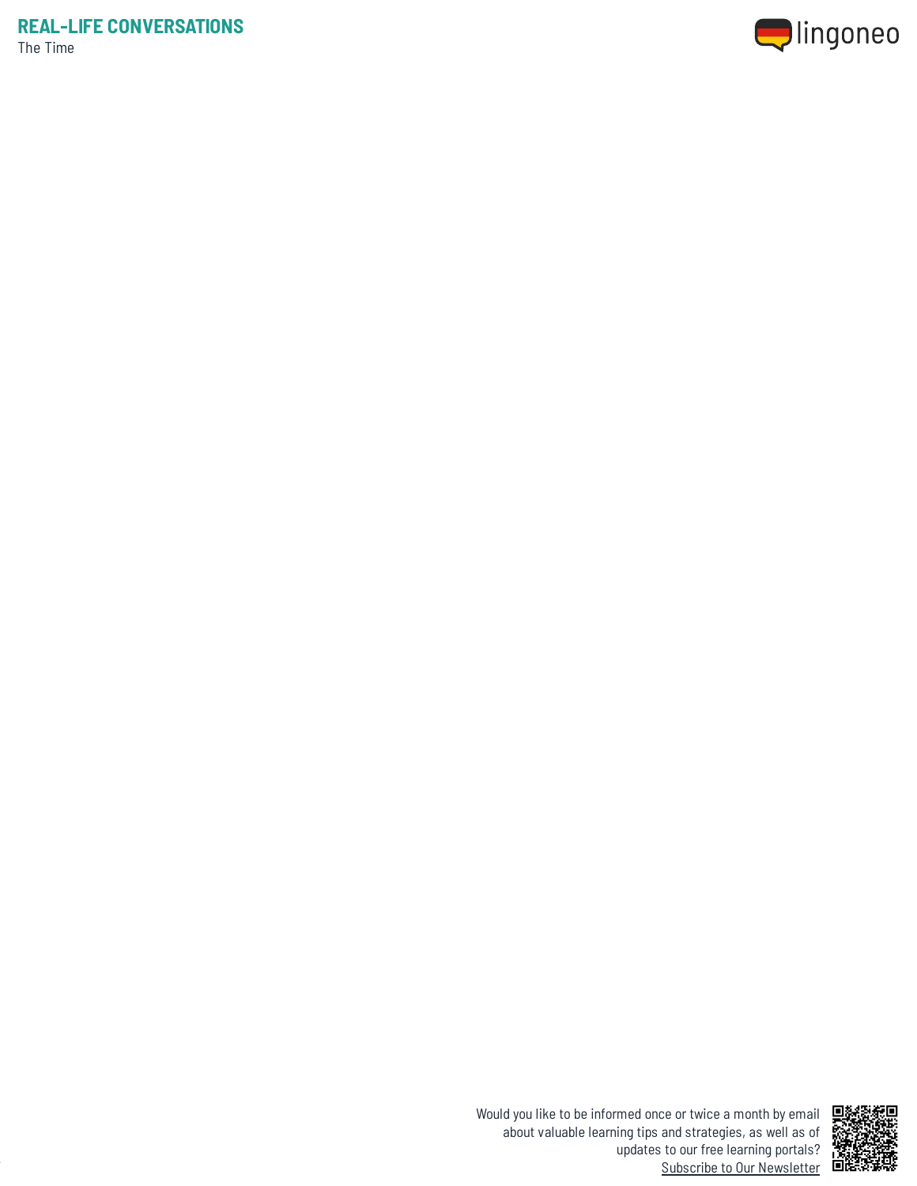# REAL-LIFE CONVERSATIONS

The Time

Would you like to be informed once or twice a month by email about valuable learning tips and strategies, as well as of updates to our free learning portals?
Subscribe to Our Newsletter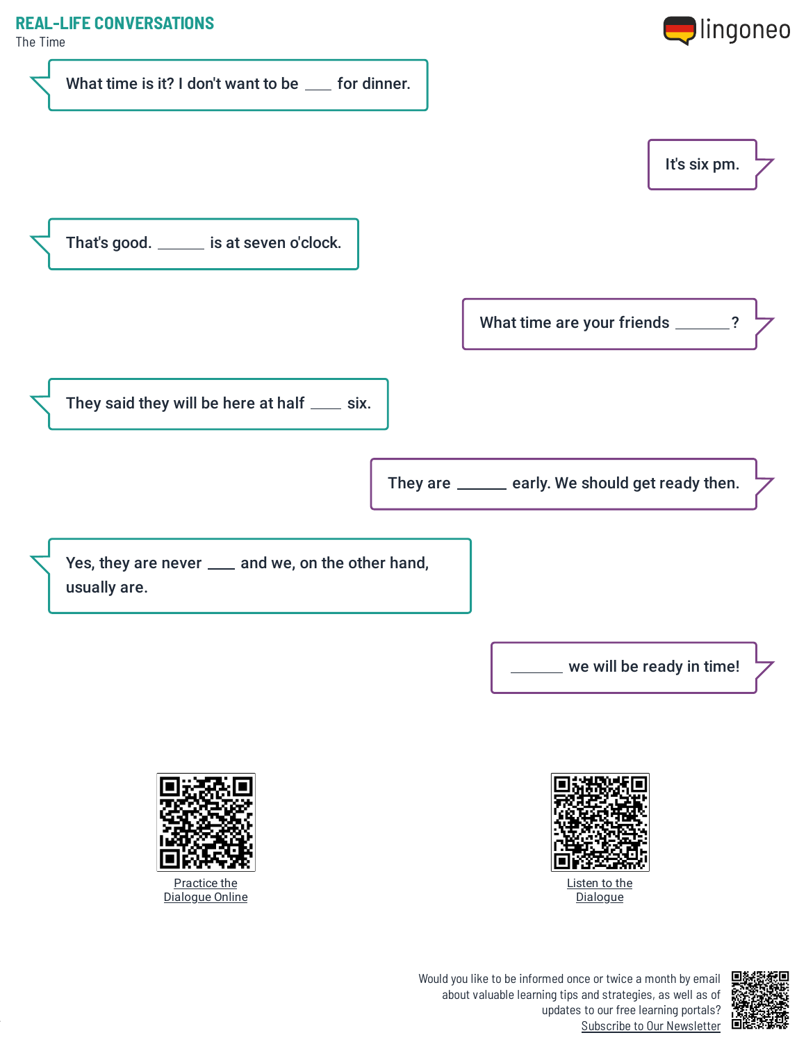## REAL-LIFE CONVERSATIONS

The Time

What time is it? I don't want to be ____ for dinner.

It's six pm.

That's good. _______ is at seven o'clock.

What time are your friends ________?

They said they will be here at half ____ six.

They are _______ early. We should get ready then.

Yes, they are never ___ and we, on the other hand, usually are.

_______ we will be ready in time!

Practice the Dialogue Online

Listen to the Dialogue

Would you like to be informed once or twice a month by email about valuable learning tips and strategies, as well as of updates to our free learning portals? Subscribe to Our Newsletter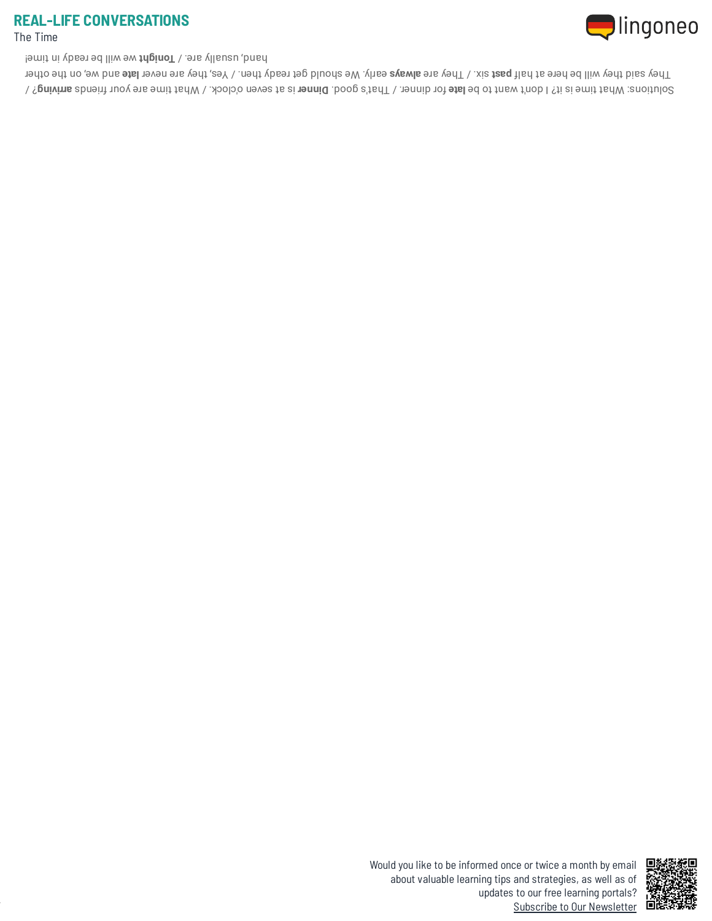Solutions: What time is it? I don't want to be **late** for dinner. / That's good. **Dinner** is at seven o'clock. / What time are your friends **arriving**? / They said they will be here at half **past** six. / They are **always** early. We should get ready then. / Yes, they are never **late** and we, on the other hand, usually are. / **Tonight** we will be ready in time!

Would you like to be informed once or twice a month by email about valuable learning tips and strategies, as well as of updates to our free learning portals? Subscribe to Our Newsletter